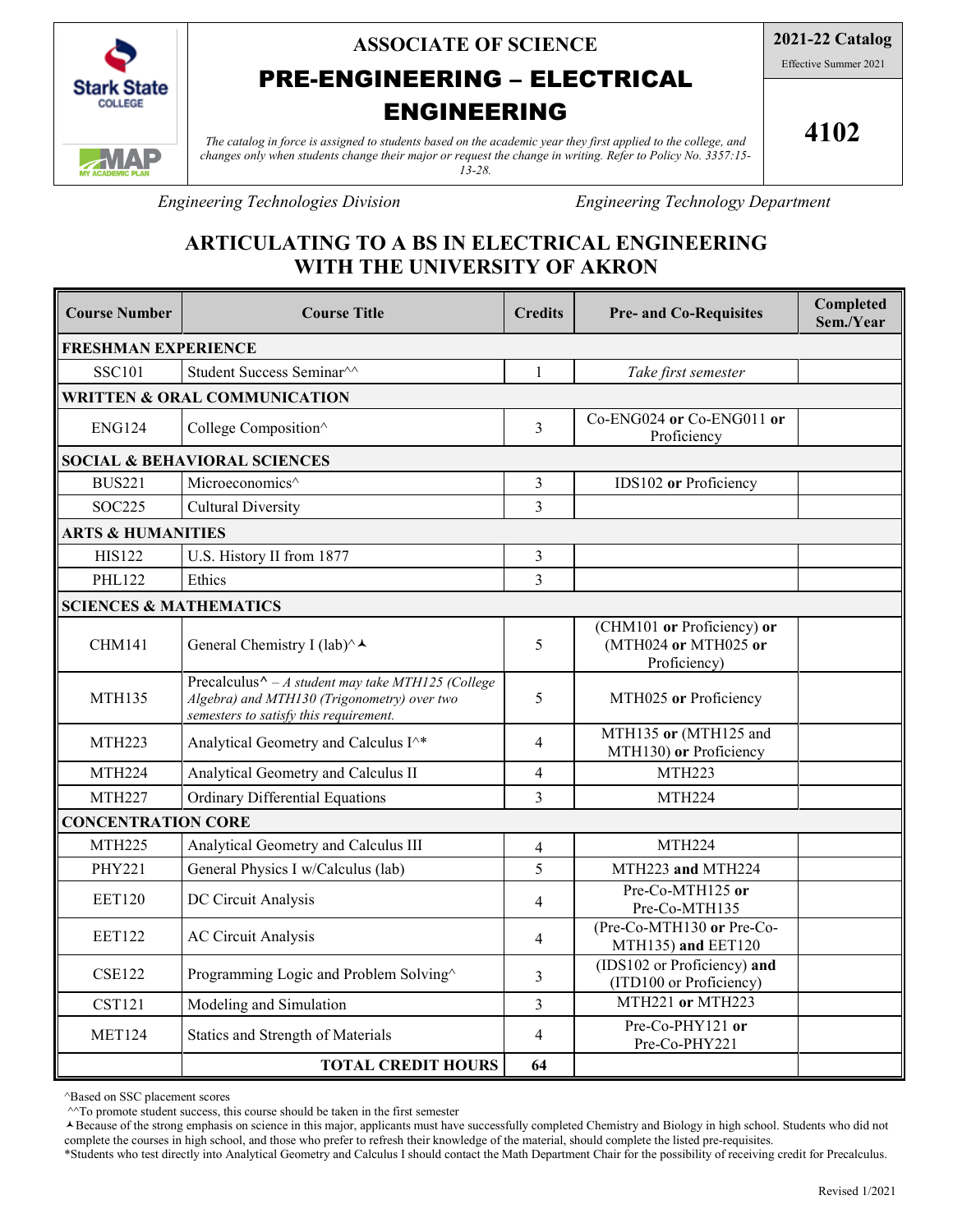# ASSOCIATE OF SCIENCE

# PRE-ENGINEERING – ELECTRICAL ENGINEERING

**2021-22 Catalog**

Effective Summer 2021

**4102**

*The catalog in force is assigned to students based on the academic year they first applied to the college, and changes only when students change their major or request the change in writing. Refer to Policy No. 3357:15-13-28.*

*Engineering Technologies Division* *Engineering Technology Department*

## ARTICULATING TO A BS IN ELECTRICAL ENGINEERING WITH THE UNIVERSITY OF AKRON

| Course Number | Course Title | Credits | Pre- and Co-Requisites | Completed Sem./Year |
|---|---|---|---|---|
| **FRESHMAN EXPERIENCE** | | | | |
| SSC101 | Student Success Seminar^^ | 1 | *Take first semester* | |
| **WRITTEN & ORAL COMMUNICATION** | | | | |
| ENG124 | College Composition^ | 3 | Co-ENG024 **or** Co-ENG011 **or** Proficiency | |
| **SOCIAL & BEHAVIORAL SCIENCES** | | | | |
| BUS221 | Microeconomics^ | 3 | IDS102 **or** Proficiency | |
| SOC225 | Cultural Diversity | 3 | | |
| **ARTS & HUMANITIES** | | | | |
| HIS122 | U.S. History II from 1877 | 3 | | |
| PHL122 | Ethics | 3 | | |
| **SCIENCES & MATHEMATICS** | | | | |
| CHM141 | General Chemistry I (lab)^⅄ | 5 | (CHM101 **or** Proficiency) **or** (MTH024 **or** MTH025 **or** Proficiency) | |
| MTH135 | Precalculus^ – *A student may take MTH125 (College Algebra) and MTH130 (Trigonometry) over two semesters to satisfy this requirement.* | 5 | MTH025 **or** Proficiency | |
| MTH223 | Analytical Geometry and Calculus I^* | 4 | MTH135 **or** (MTH125 and MTH130) **or** Proficiency | |
| MTH224 | Analytical Geometry and Calculus II | 4 | MTH223 | |
| MTH227 | Ordinary Differential Equations | 3 | MTH224 | |
| **CONCENTRATION CORE** | | | | |
| MTH225 | Analytical Geometry and Calculus III | 4 | MTH224 | |
| PHY221 | General Physics I w/Calculus (lab) | 5 | MTH223 **and** MTH224 | |
| EET120 | DC Circuit Analysis | 4 | Pre-Co-MTH125 **or** Pre-Co-MTH135 | |
| EET122 | AC Circuit Analysis | 4 | (Pre-Co-MTH130 **or** Pre-Co-MTH135) **and** EET120 | |
| CSE122 | Programming Logic and Problem Solving^ | 3 | (IDS102 or Proficiency) **and** (ITD100 or Proficiency) | |
| CST121 | Modeling and Simulation | 3 | MTH221 **or** MTH223 | |
| MET124 | Statics and Strength of Materials | 4 | Pre-Co-PHY121 **or** Pre-Co-PHY221 | |
| | **TOTAL CREDIT HOURS** | **64** | | |

^Based on SSC placement scores

^^To promote student success, this course should be taken in the first semester

⅄Because of the strong emphasis on science in this major, applicants must have successfully completed Chemistry and Biology in high school. Students who did not complete the courses in high school, and those who prefer to refresh their knowledge of the material, should complete the listed pre-requisites.

*Students who test directly into Analytical Geometry and Calculus I should contact the Math Department Chair for the possibility of receiving credit for Precalculus.

Revised 1/2021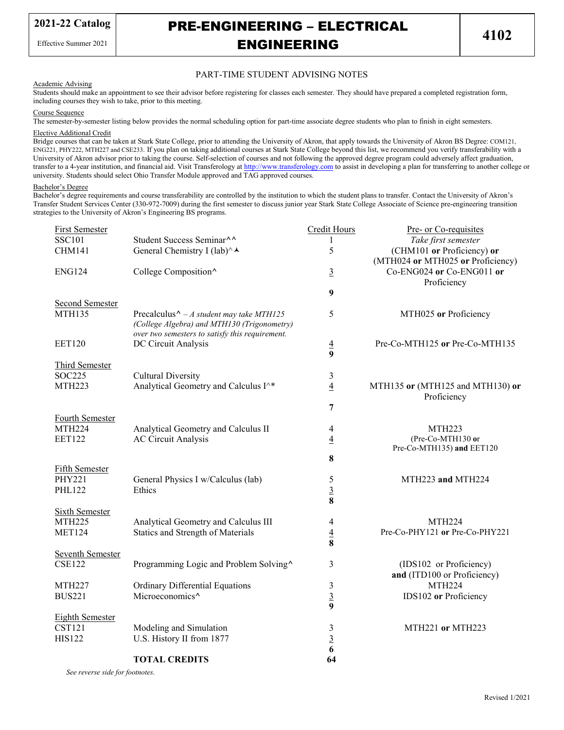| 2021-22 Catalog<br>Effective Summer 2021 | PRE-ENGINEERING – ELECTRICAL ENGINEERING | 4102 |
|---|---|---|

## PART-TIME STUDENT ADVISING NOTES

Academic Advising

Students should make an appointment to see their advisor before registering for classes each semester. They should have prepared a completed registration form, including courses they wish to take, prior to this meeting.

Course Sequence

The semester-by-semester listing below provides the normal scheduling option for part-time associate degree students who plan to finish in eight semesters.

Elective Additional Credit

Bridge courses that can be taken at Stark State College, prior to attending the University of Akron, that apply towards the University of Akron BS Degree: COM121, ENG221, PHY222, MTH227 and CSE233. If you plan on taking additional courses at Stark State College beyond this list, we recommend you verify transferability with a University of Akron advisor prior to taking the course. Self-selection of courses and not following the approved degree program could adversely affect graduation, transfer to a 4-year institution, and financial aid. Visit Transferology at http://www.transferology.com to assist in developing a plan for transferring to another college or university. Students should select Ohio Transfer Module approved and TAG approved courses.

Bachelor's Degree

Bachelor's degree requirements and course transferability are controlled by the institution to which the student plans to transfer. Contact the University of Akron's Transfer Student Services Center (330-972-7009) during the first semester to discuss junior year Stark State College Associate of Science pre-engineering transition strategies to the University of Akron's Engineering BS programs.

| | | Credit Hours | Pre- or Co-requisites |
|---|---|---|---|
| First Semester | | | |
| SSC101 | Student Success Seminar^^ | 1 | *Take first semester* |
| CHM141 | General Chemistry I (lab)^⅄ | 5 | (CHM101 **or** Proficiency) **or** (MTH024 **or** MTH025 **or** Proficiency) |
| ENG124 | College Composition^ | 3 | Co-ENG024 **or** Co-ENG011 **or** Proficiency |
| | | **9** | |
| Second Semester | | | |
| MTH135 | Precalculus^ – *A student may take MTH125 (College Algebra) and MTH130 (Trigonometry) over two semesters to satisfy this requirement.* | 5 | MTH025 **or** Proficiency |
| EET120 | DC Circuit Analysis | 4 | Pre-Co-MTH125 **or** Pre-Co-MTH135 |
| | | **9** | |
| Third Semester | | | |
| SOC225 | Cultural Diversity | 3 | |
| MTH223 | Analytical Geometry and Calculus I^* | 4 | MTH135 **or** (MTH125 and MTH130) **or** Proficiency |
| | | **7** | |
| Fourth Semester | | | |
| MTH224 | Analytical Geometry and Calculus II | 4 | MTH223 |
| EET122 | AC Circuit Analysis | 4 | (Pre-Co-MTH130 **or** Pre-Co-MTH135) **and** EET120 |
| | | **8** | |
| Fifth Semester | | | |
| PHY221 | General Physics I w/Calculus (lab) | 5 | MTH223 **and** MTH224 |
| PHL122 | Ethics | 3 | |
| | | **8** | |
| Sixth Semester | | | |
| MTH225 | Analytical Geometry and Calculus III | 4 | MTH224 |
| MET124 | Statics and Strength of Materials | 4 | Pre-Co-PHY121 **or** Pre-Co-PHY221 |
| | | **8** | |
| Seventh Semester | | | |
| CSE122 | Programming Logic and Problem Solving^ | 3 | (IDS102 or Proficiency) **and** (ITD100 or Proficiency) |
| MTH227 | Ordinary Differential Equations | 3 | MTH224 |
| BUS221 | Microeconomics^ | 3 | IDS102 **or** Proficiency |
| | | **9** | |
| Eighth Semester | | | |
| CST121 | Modeling and Simulation | 3 | MTH221 **or** MTH223 |
| HIS122 | U.S. History II from 1877 | 3 | |
| | | **6** | |
| | **TOTAL CREDITS** | **64** | |

*See reverse side for footnotes.*

Revised 1/2021